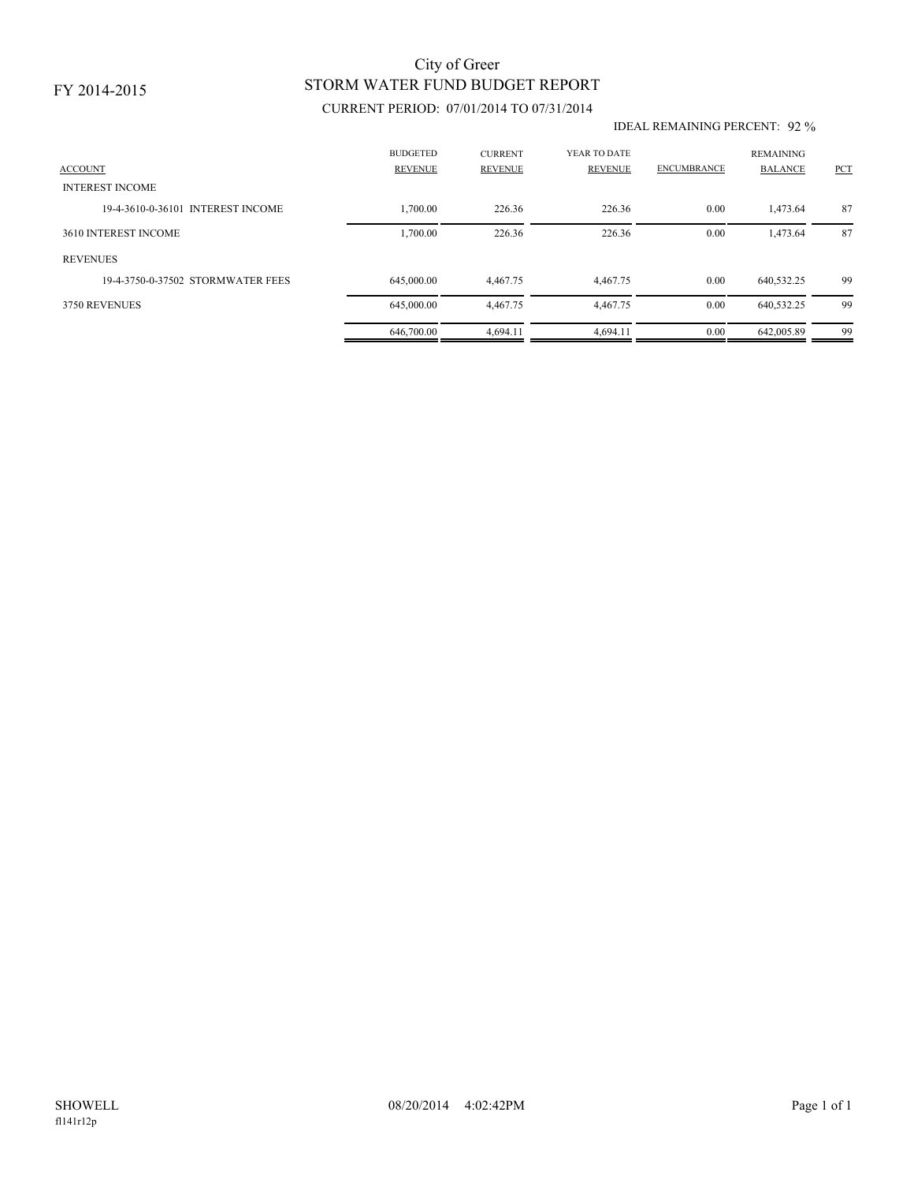FY 2014-2015

# City of Greer
## STORM WATER FUND BUDGET REPORT

CURRENT PERIOD: 07/01/2014 TO 07/31/2014

IDEAL REMAINING PERCENT: 92 %

| ACCOUNT | BUDGETED REVENUE | CURRENT REVENUE | YEAR TO DATE REVENUE | ENCUMBRANCE | REMAINING BALANCE | PCT |
|---|---|---|---|---|---|---|
| INTEREST INCOME | | | | | | |
| 19-4-3610-0-36101 INTEREST INCOME | 1,700.00 | 226.36 | 226.36 | 0.00 | 1,473.64 | 87 |
| 3610 INTEREST INCOME | 1,700.00 | 226.36 | 226.36 | 0.00 | 1,473.64 | 87 |
| REVENUES | | | | | | |
| 19-4-3750-0-37502 STORMWATER FEES | 645,000.00 | 4,467.75 | 4,467.75 | 0.00 | 640,532.25 | 99 |
| 3750 REVENUES | 645,000.00 | 4,467.75 | 4,467.75 | 0.00 | 640,532.25 | 99 |
| | 646,700.00 | 4,694.11 | 4,694.11 | 0.00 | 642,005.89 | 99 |

SHOWELL 08/20/2014 4:02:42PM

fl141r12p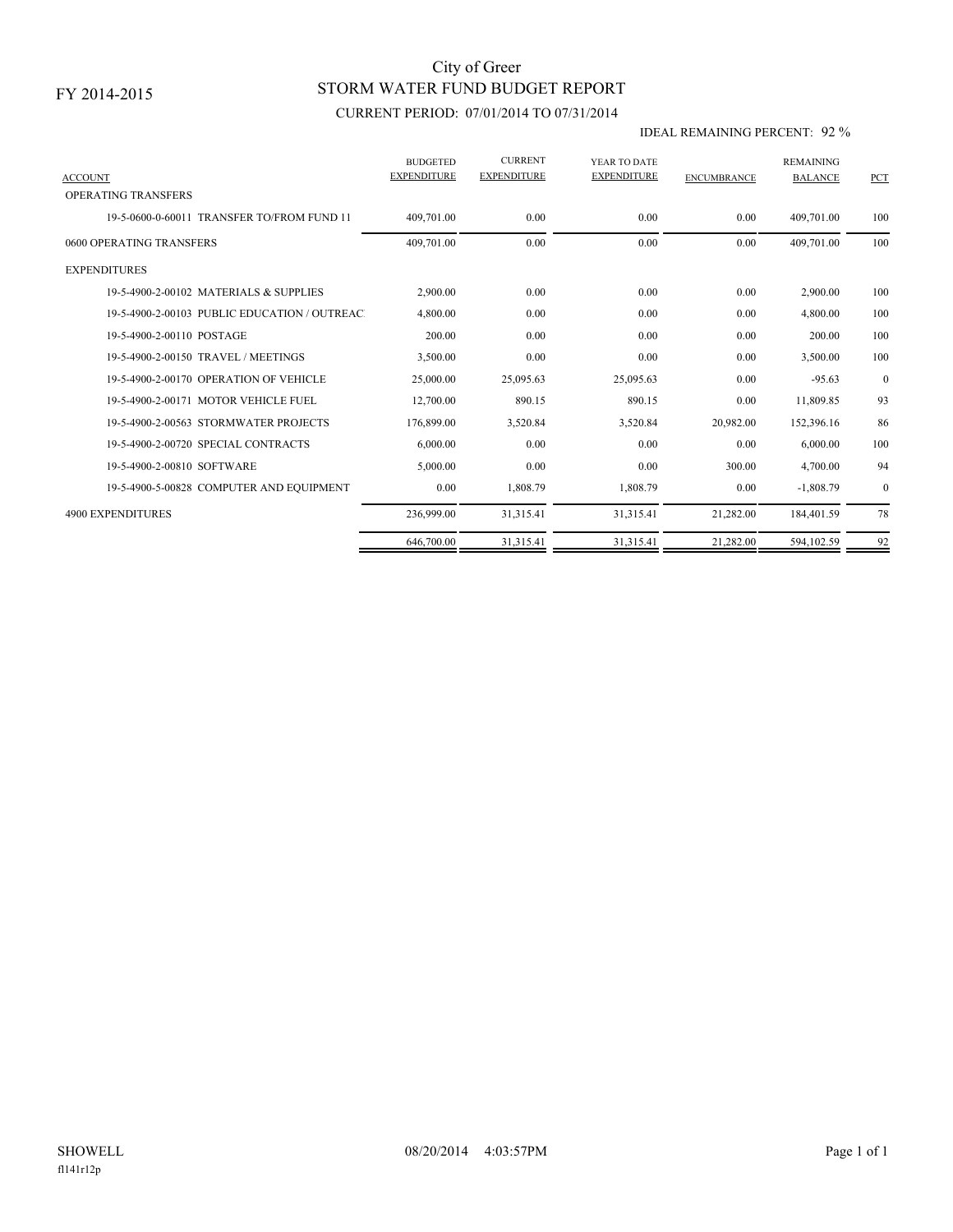FY 2014-2015

# City of Greer
## STORM WATER FUND BUDGET REPORT
### CURRENT PERIOD: 07/01/2014 TO 07/31/2014

IDEAL REMAINING PERCENT: 92 %

| ACCOUNT | BUDGETED EXPENDITURE | CURRENT EXPENDITURE | YEAR TO DATE EXPENDITURE | ENCUMBRANCE | REMAINING BALANCE | PCT |
|---|---|---|---|---|---|---|
| OPERATING TRANSFERS | | | | | | |
| 19-5-0600-0-60011 TRANSFER TO/FROM FUND 11 | 409,701.00 | 0.00 | 0.00 | 0.00 | 409,701.00 | 100 |
| 0600 OPERATING TRANSFERS | 409,701.00 | 0.00 | 0.00 | 0.00 | 409,701.00 | 100 |
| EXPENDITURES | | | | | | |
| 19-5-4900-2-00102 MATERIALS & SUPPLIES | 2,900.00 | 0.00 | 0.00 | 0.00 | 2,900.00 | 100 |
| 19-5-4900-2-00103 PUBLIC EDUCATION / OUTREAC | 4,800.00 | 0.00 | 0.00 | 0.00 | 4,800.00 | 100 |
| 19-5-4900-2-00110 POSTAGE | 200.00 | 0.00 | 0.00 | 0.00 | 200.00 | 100 |
| 19-5-4900-2-00150 TRAVEL / MEETINGS | 3,500.00 | 0.00 | 0.00 | 0.00 | 3,500.00 | 100 |
| 19-5-4900-2-00170 OPERATION OF VEHICLE | 25,000.00 | 25,095.63 | 25,095.63 | 0.00 | -95.63 | 0 |
| 19-5-4900-2-00171 MOTOR VEHICLE FUEL | 12,700.00 | 890.15 | 890.15 | 0.00 | 11,809.85 | 93 |
| 19-5-4900-2-00563 STORMWATER PROJECTS | 176,899.00 | 3,520.84 | 3,520.84 | 20,982.00 | 152,396.16 | 86 |
| 19-5-4900-2-00720 SPECIAL CONTRACTS | 6,000.00 | 0.00 | 0.00 | 0.00 | 6,000.00 | 100 |
| 19-5-4900-2-00810 SOFTWARE | 5,000.00 | 0.00 | 0.00 | 300.00 | 4,700.00 | 94 |
| 19-5-4900-5-00828 COMPUTER AND EQUIPMENT | 0.00 | 1,808.79 | 1,808.79 | 0.00 | -1,808.79 | 0 |
| 4900 EXPENDITURES | 236,999.00 | 31,315.41 | 31,315.41 | 21,282.00 | 184,401.59 | 78 |
| | 646,700.00 | 31,315.41 | 31,315.41 | 21,282.00 | 594,102.59 | 92 |

SHOWELL
fl141r12p

08/20/2014 4:03:57PM